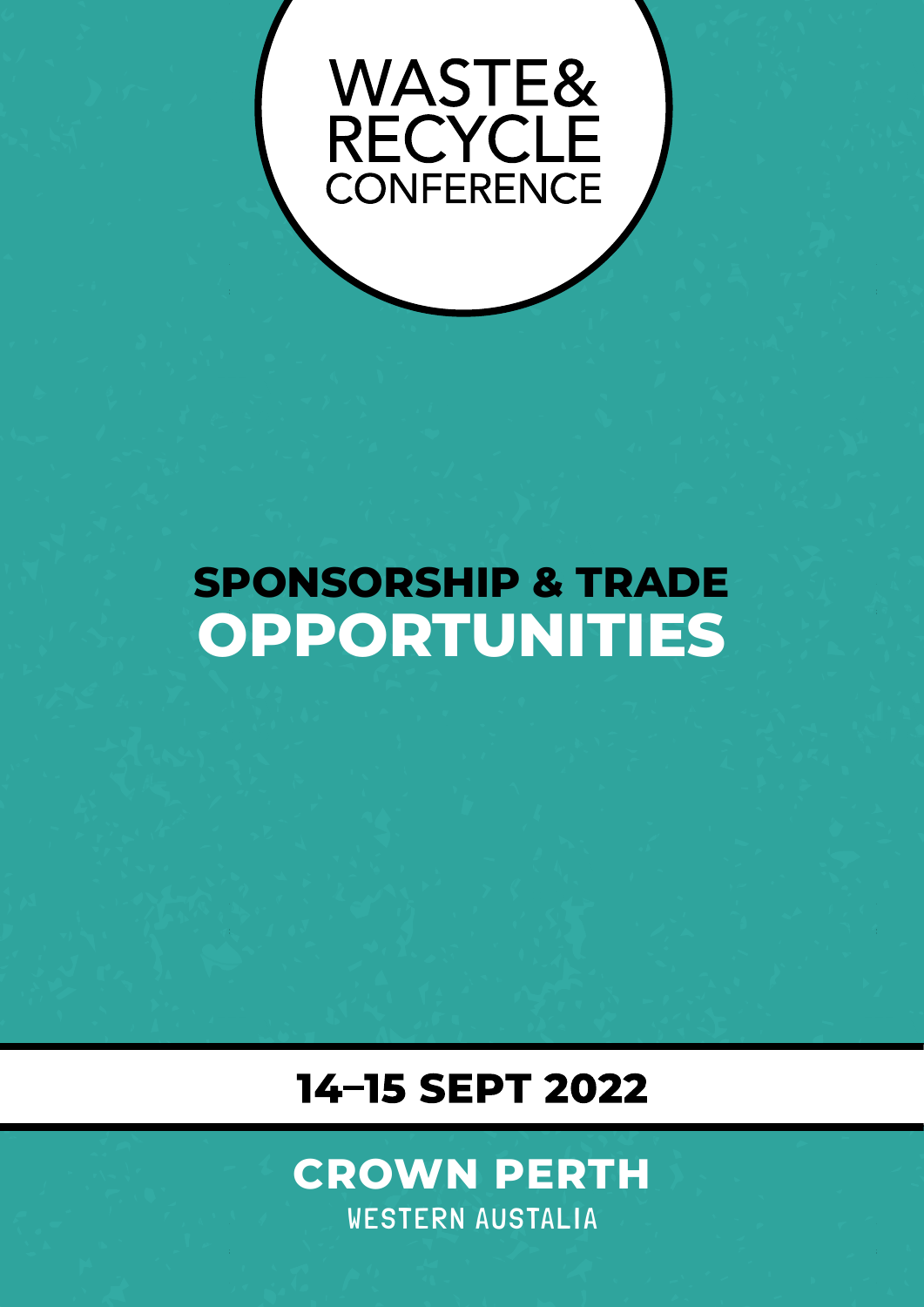# WASTE& RECYCLE CONFERENCE

## SPONSORSHIP & TRADE OPPORTUNITIES

**14–15 SEPT 2022**

**CROWN PERTH**

WESTERN AUSTALIA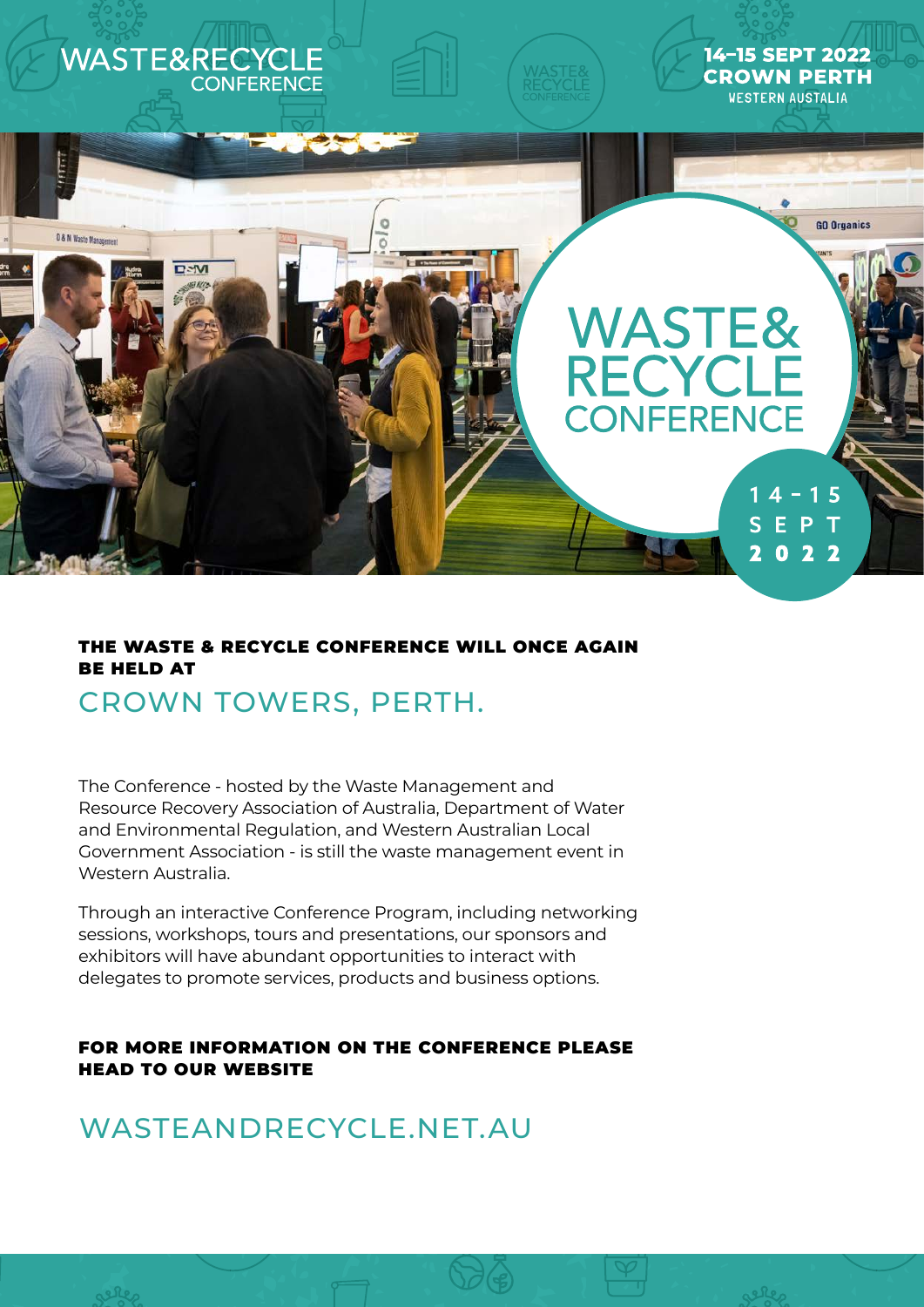# WASTE&RECYCLE CONFERENCE

**14–15 SEPT 2022**
**CROWN PERTH**
WESTERN AUSTALIA

**THE WASTE & RECYCLE CONFERENCE WILL ONCE AGAIN BE HELD AT**

## CROWN TOWERS, PERTH.

The Conference - hosted by the Waste Management and Resource Recovery Association of Australia, Department of Water and Environmental Regulation, and Western Australian Local Government Association - is still the waste management event in Western Australia.

Through an interactive Conference Program, including networking sessions, workshops, tours and presentations, our sponsors and exhibitors will have abundant opportunities to interact with delegates to promote services, products and business options.

**FOR MORE INFORMATION ON THE CONFERENCE PLEASE HEAD TO OUR WEBSITE**

## WASTEANDRECYCLE.NET.AU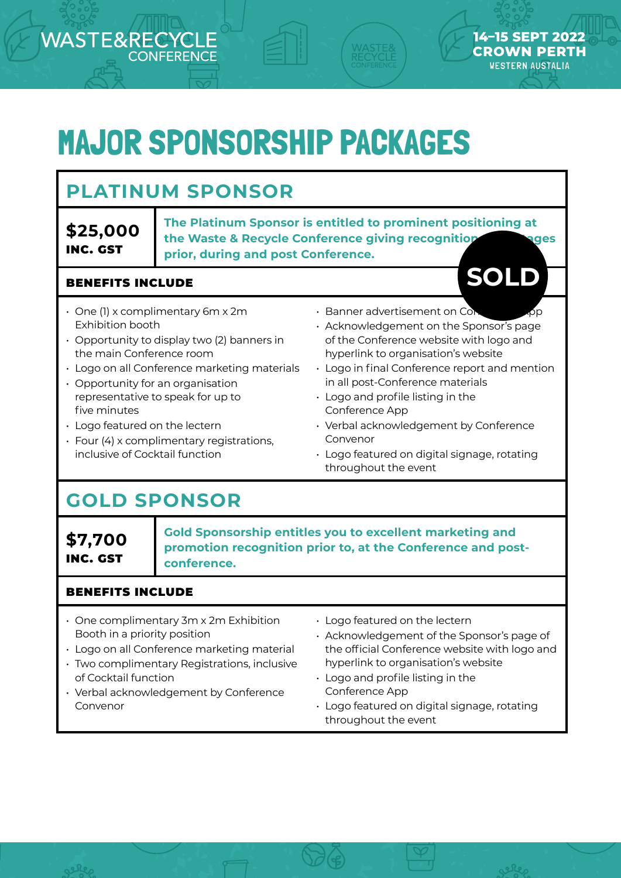# MAJOR SPONSORSHIP PACKAGES

## PLATINUM SPONSOR

**$25,000**
**INC. GST**

**The Platinum Sponsor is entitled to prominent positioning at the Waste & Recycle Conference giving recognition ... ages prior, during and post Conference.**

**SOLD**

### BENEFITS INCLUDE

- One (1) x complimentary 6m x 2m Exhibition booth
- Opportunity to display two (2) banners in the main Conference room
- Logo on all Conference marketing materials
- Opportunity for an organisation representative to speak for up to five minutes
- Logo featured on the lectern
- Four (4) x complimentary registrations, inclusive of Cocktail function
- Banner advertisement on Co... ...pp
- Acknowledgement on the Sponsor's page of the Conference website with logo and hyperlink to organisation's website
- Logo in final Conference report and mention in all post-Conference materials
- Logo and profile listing in the Conference App
- Verbal acknowledgement by Conference Convenor
- Logo featured on digital signage, rotating throughout the event

## GOLD SPONSOR

**$7,700**
**INC. GST**

**Gold Sponsorship entitles you to excellent marketing and promotion recognition prior to, at the Conference and post-conference.**

### BENEFITS INCLUDE

- One complimentary 3m x 2m Exhibition Booth in a priority position
- Logo on all Conference marketing material
- Two complimentary Registrations, inclusive of Cocktail function
- Verbal acknowledgement by Conference Convenor
- Logo featured on the lectern
- Acknowledgement of the Sponsor's page of the official Conference website with logo and hyperlink to organisation's website
- Logo and profile listing in the Conference App
- Logo featured on digital signage, rotating throughout the event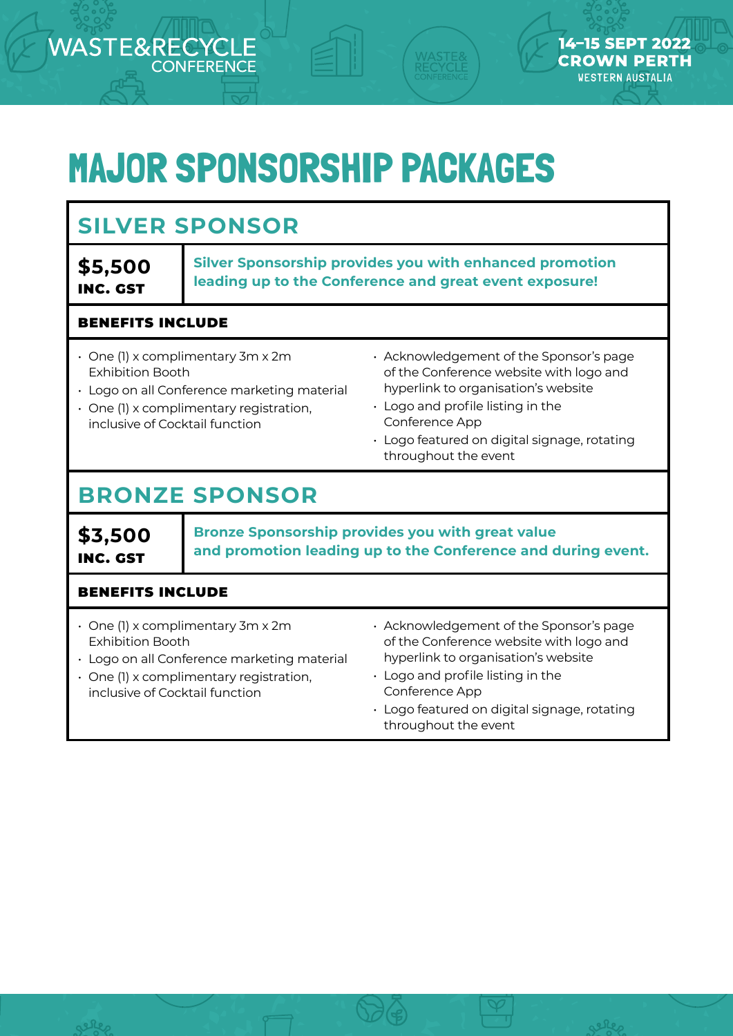# MAJOR SPONSORSHIP PACKAGES

## SILVER SPONSOR

**$5,500**
**INC. GST**

**Silver Sponsorship provides you with enhanced promotion leading up to the Conference and great event exposure!**

### BENEFITS INCLUDE

- One (1) x complimentary 3m x 2m Exhibition Booth
- Logo on all Conference marketing material
- One (1) x complimentary registration, inclusive of Cocktail function
- Acknowledgement of the Sponsor's page of the Conference website with logo and hyperlink to organisation's website
- Logo and profile listing in the Conference App
- Logo featured on digital signage, rotating throughout the event

## BRONZE SPONSOR

**$3,500**
**INC. GST**

**Bronze Sponsorship provides you with great value and promotion leading up to the Conference and during event.**

### BENEFITS INCLUDE

- One (1) x complimentary 3m x 2m Exhibition Booth
- Logo on all Conference marketing material
- One (1) x complimentary registration, inclusive of Cocktail function
- Acknowledgement of the Sponsor's page of the Conference website with logo and hyperlink to organisation's website
- Logo and profile listing in the Conference App
- Logo featured on digital signage, rotating throughout the event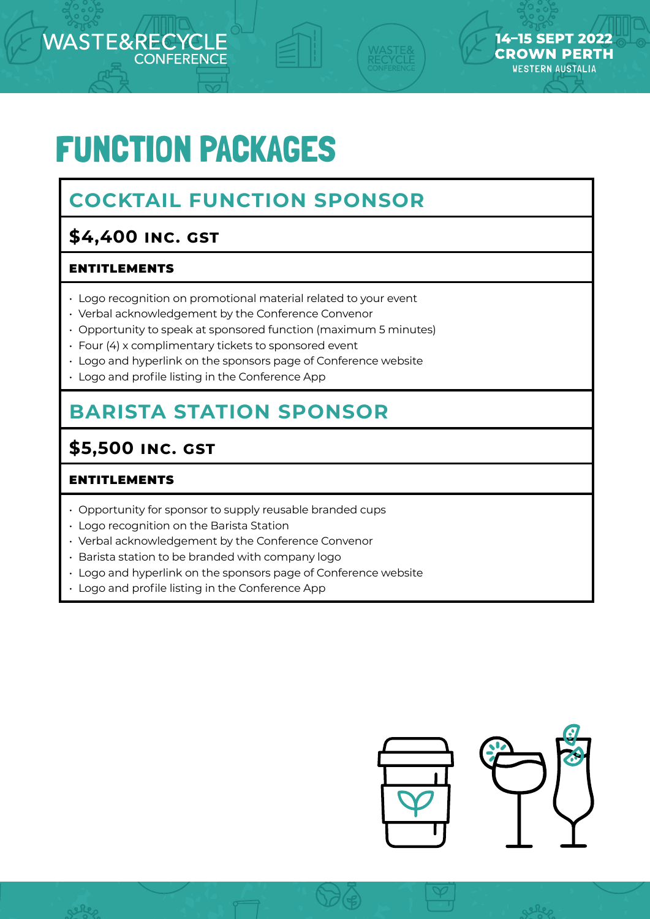# FUNCTION PACKAGES

## COCKTAIL FUNCTION SPONSOR

### $4,400 INC. GST

**ENTITLEMENTS**

- Logo recognition on promotional material related to your event
- Verbal acknowledgement by the Conference Convenor
- Opportunity to speak at sponsored function (maximum 5 minutes)
- Four (4) x complimentary tickets to sponsored event
- Logo and hyperlink on the sponsors page of Conference website
- Logo and profile listing in the Conference App

## BARISTA STATION SPONSOR

### $5,500 INC. GST

**ENTITLEMENTS**

- Opportunity for sponsor to supply reusable branded cups
- Logo recognition on the Barista Station
- Verbal acknowledgement by the Conference Convenor
- Barista station to be branded with company logo
- Logo and hyperlink on the sponsors page of Conference website
- Logo and profile listing in the Conference App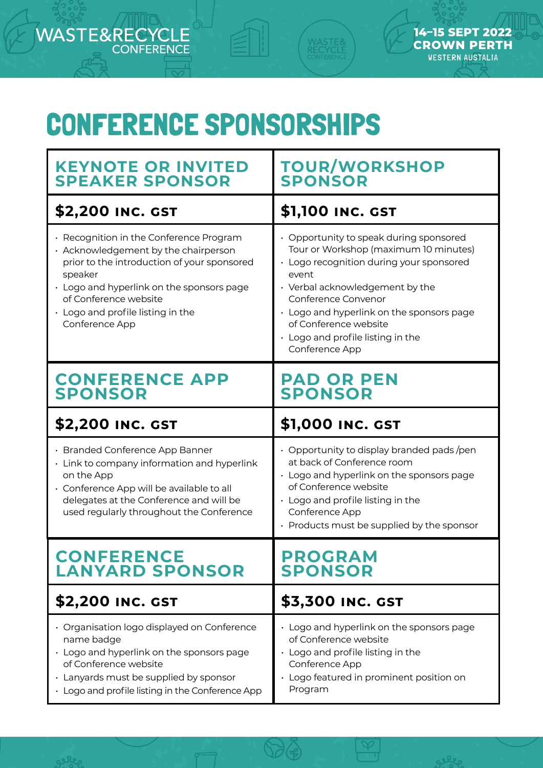# CONFERENCE SPONSORSHIPS

## KEYNOTE OR INVITED SPEAKER SPONSOR

**$2,200 INC. GST**

- Recognition in the Conference Program
- Acknowledgement by the chairperson prior to the introduction of your sponsored speaker
- Logo and hyperlink on the sponsors page of Conference website
- Logo and profile listing in the Conference App

## TOUR/WORKSHOP SPONSOR

**$1,100 INC. GST**

- Opportunity to speak during sponsored Tour or Workshop (maximum 10 minutes)
- Logo recognition during your sponsored event
- Verbal acknowledgement by the Conference Convenor
- Logo and hyperlink on the sponsors page of Conference website
- Logo and profile listing in the Conference App

## CONFERENCE APP SPONSOR

**$2,200 INC. GST**

- Branded Conference App Banner
- Link to company information and hyperlink on the App
- Conference App will be available to all delegates at the Conference and will be used regularly throughout the Conference

## PAD OR PEN SPONSOR

**$1,000 INC. GST**

- Opportunity to display branded pads /pen at back of Conference room
- Logo and hyperlink on the sponsors page of Conference website
- Logo and profile listing in the Conference App
- Products must be supplied by the sponsor

## CONFERENCE LANYARD SPONSOR

**$2,200 INC. GST**

- Organisation logo displayed on Conference name badge
- Logo and hyperlink on the sponsors page of Conference website
- Lanyards must be supplied by sponsor
- Logo and profile listing in the Conference App

## PROGRAM SPONSOR

**$3,300 INC. GST**

- Logo and hyperlink on the sponsors page of Conference website
- Logo and profile listing in the Conference App
- Logo featured in prominent position on Program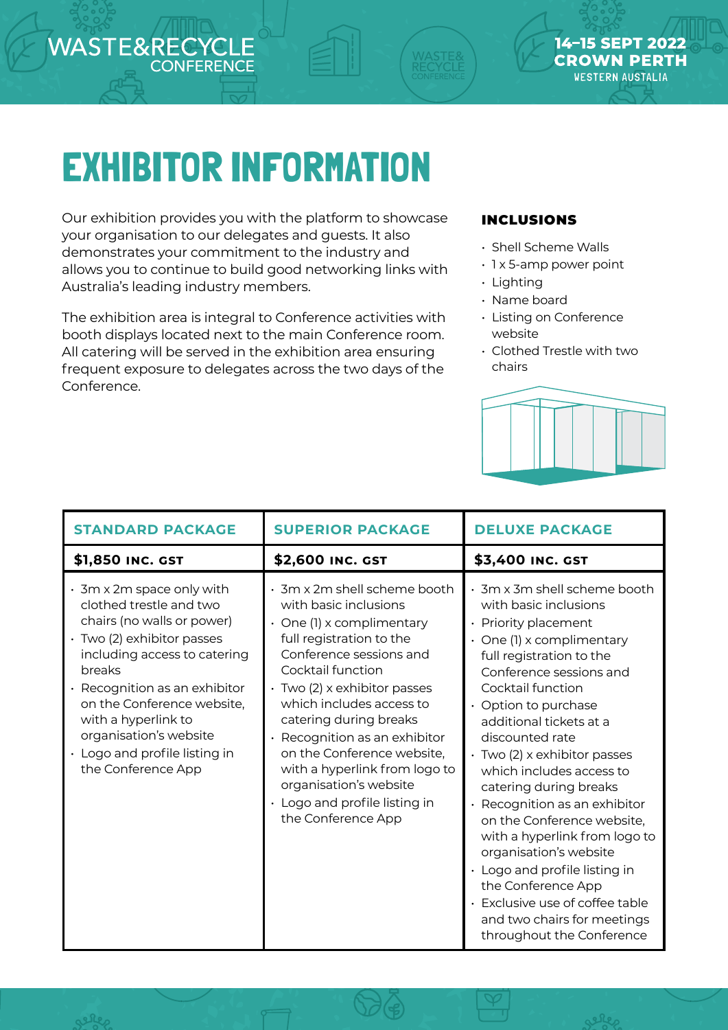# EXHIBITOR INFORMATION

Our exhibition provides you with the platform to showcase your organisation to our delegates and guests. It also demonstrates your commitment to the industry and allows you to continue to build good networking links with Australia's leading industry members.

The exhibition area is integral to Conference activities with booth displays located next to the main Conference room. All catering will be served in the exhibition area ensuring frequent exposure to delegates across the two days of the Conference.

### INCLUSIONS

- Shell Scheme Walls
- 1 x 5-amp power point
- Lighting
- Name board
- Listing on Conference website
- Clothed Trestle with two chairs

| STANDARD PACKAGE | SUPERIOR PACKAGE | DELUXE PACKAGE |
|---|---|---|
| **$1,850 INC. GST** | **$2,600 INC. GST** | **$3,400 INC. GST** |
| • 3m x 2m space only with clothed trestle and two chairs (no walls or power)<br>• Two (2) exhibitor passes including access to catering breaks<br>• Recognition as an exhibitor on the Conference website, with a hyperlink to organisation's website<br>• Logo and profile listing in the Conference App | • 3m x 2m shell scheme booth with basic inclusions<br>• One (1) x complimentary full registration to the Conference sessions and Cocktail function<br>• Two (2) x exhibitor passes which includes access to catering during breaks<br>• Recognition as an exhibitor on the Conference website, with a hyperlink from logo to organisation's website<br>• Logo and profile listing in the Conference App | • 3m x 3m shell scheme booth with basic inclusions<br>• Priority placement<br>• One (1) x complimentary full registration to the Conference sessions and Cocktail function<br>• Option to purchase additional tickets at a discounted rate<br>• Two (2) x exhibitor passes which includes access to catering during breaks<br>• Recognition as an exhibitor on the Conference website, with a hyperlink from logo to organisation's website<br>• Logo and profile listing in the Conference App<br>• Exclusive use of coffee table and two chairs for meetings throughout the Conference |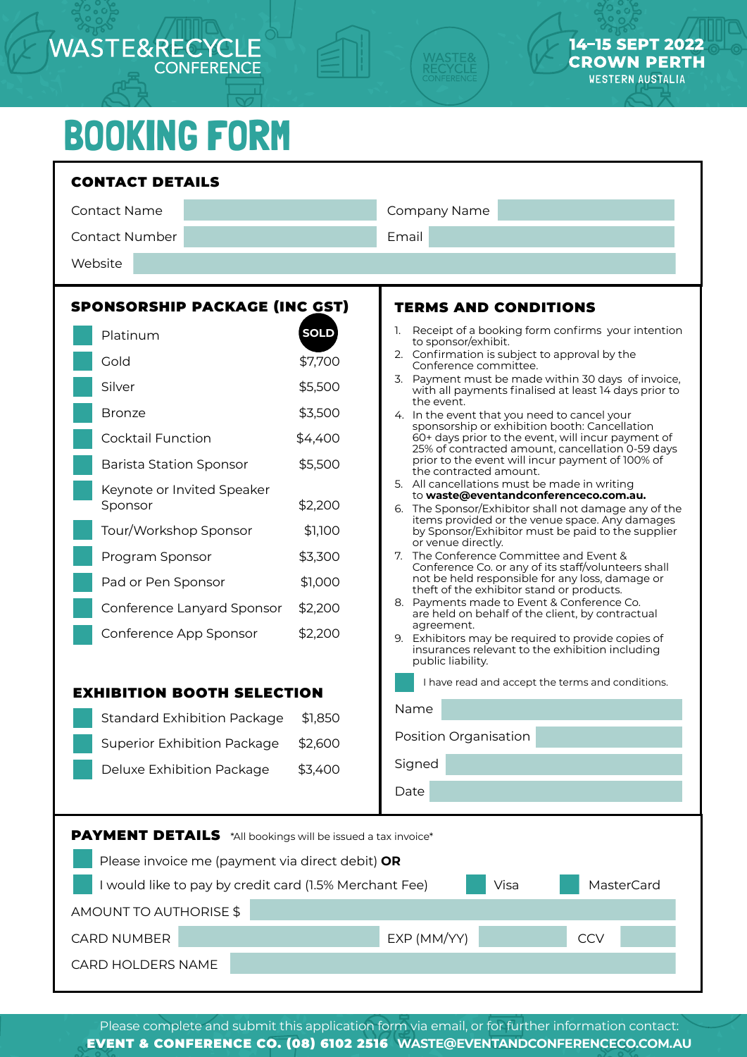WASTE&RECYCLE CONFERENCE

14–15 SEPT 2022
CROWN PERTH
WESTERN AUSTRALIA

# BOOKING FORM

## CONTACT DETAILS

Contact Name

Company Name

Contact Number

Email

Website

## SPONSORSHIP PACKAGE (INC GST)

| | |
|---|---|
| Platinum | SOLD |
| Gold | $7,700 |
| Silver | $5,500 |
| Bronze | $3,500 |
| Cocktail Function | $4,400 |
| Barista Station Sponsor | $5,500 |
| Keynote or Invited Speaker Sponsor | $2,200 |
| Tour/Workshop Sponsor | $1,100 |
| Program Sponsor | $3,300 |
| Pad or Pen Sponsor | $1,000 |
| Conference Lanyard Sponsor | $2,200 |
| Conference App Sponsor | $2,200 |

## EXHIBITION BOOTH SELECTION

| | |
|---|---|
| Standard Exhibition Package | $1,850 |
| Superior Exhibition Package | $2,600 |
| Deluxe Exhibition Package | $3,400 |

## TERMS AND CONDITIONS

1. Receipt of a booking form confirms your intention to sponsor/exhibit.
2. Confirmation is subject to approval by the Conference committee.
3. Payment must be made within 30 days of invoice, with all payments finalised at least 14 days prior to the event.
4. In the event that you need to cancel your sponsorship or exhibition booth: Cancellation 60+ days prior to the event, will incur payment of 25% of contracted amount, cancellation 0-59 days prior to the event will incur payment of 100% of the contracted amount.
5. All cancellations must be made in writing to **waste@eventandconferenceco.com.au.**
6. The Sponsor/Exhibitor shall not damage any of the items provided or the venue space. Any damages by Sponsor/Exhibitor must be paid to the supplier or venue directly.
7. The Conference Committee and Event & Conference Co. or any of its staff/volunteers shall not be held responsible for any loss, damage or theft of the exhibitor stand or products.
8. Payments made to Event & Conference Co. are held on behalf of the client, by contractual agreement.
9. Exhibitors may be required to provide copies of insurances relevant to the exhibition including public liability.

I have read and accept the terms and conditions.

Name

Position Organisation

Signed

Date

## PAYMENT DETAILS

*All bookings will be issued a tax invoice*

Please invoice me (payment via direct debit) **OR**

I would like to pay by credit card (1.5% Merchant Fee) Visa MasterCard

AMOUNT TO AUTHORISE $

CARD NUMBER

EXP (MM/YY)

CCV

CARD HOLDERS NAME

Please complete and submit this application form via email, or for further information contact:
**EVENT & CONFERENCE CO. (08) 6102 2516 WASTE@EVENTANDCONFERENCECO.COM.AU**